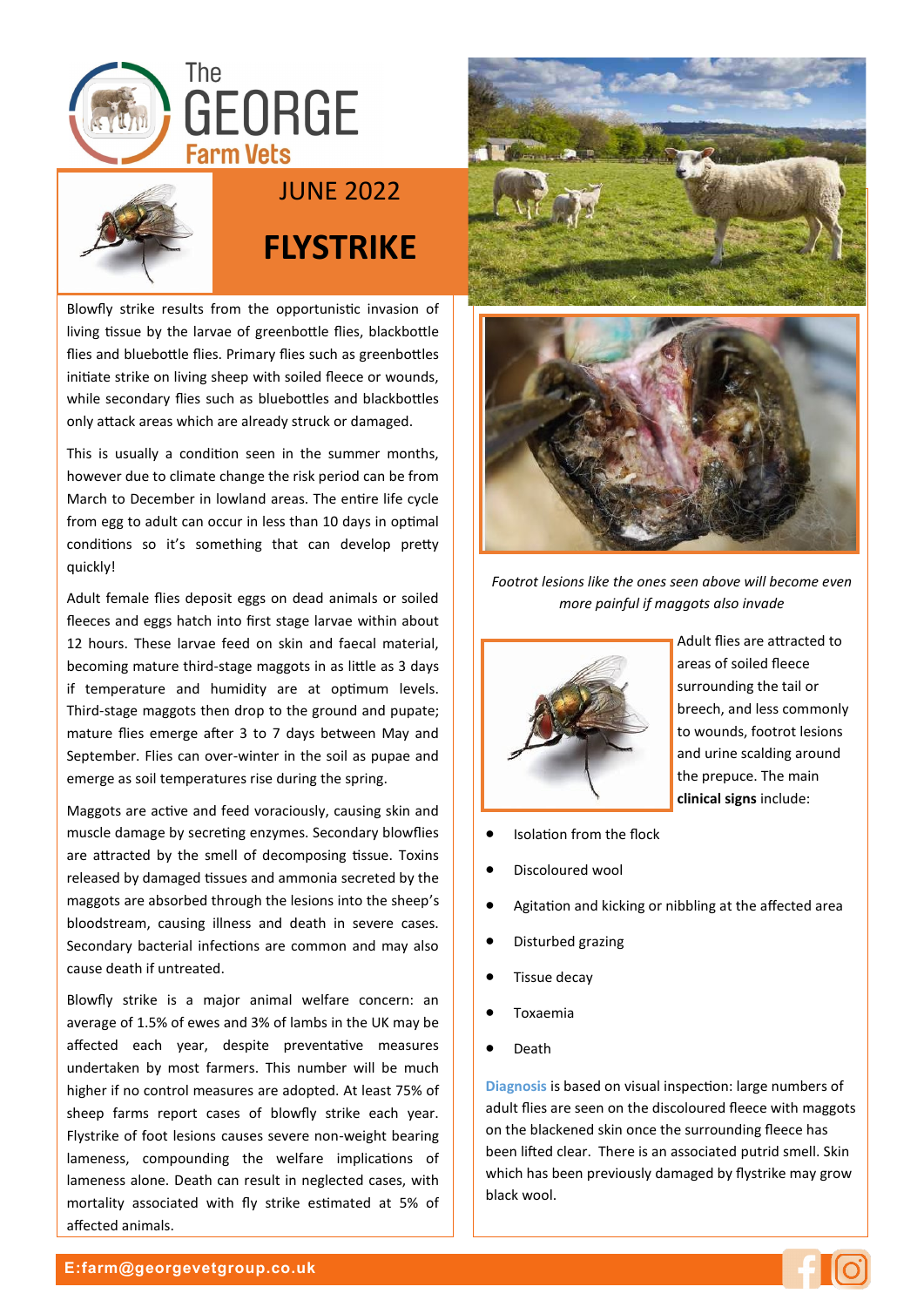The GEORGE Farm Vets

JUNE 2022

# FLYSTRIKE

Blowfly strike results from the opportunistic invasion of living tissue by the larvae of greenbottle flies, blackbottle flies and bluebottle flies. Primary flies such as greenbottles initiate strike on living sheep with soiled fleece or wounds, while secondary flies such as bluebottles and blackbottles only attack areas which are already struck or damaged.

This is usually a condition seen in the summer months, however due to climate change the risk period can be from March to December in lowland areas. The entire life cycle from egg to adult can occur in less than 10 days in optimal conditions so it's something that can develop pretty quickly!

Adult female flies deposit eggs on dead animals or soiled fleeces and eggs hatch into first stage larvae within about 12 hours. These larvae feed on skin and faecal material, becoming mature third-stage maggots in as little as 3 days if temperature and humidity are at optimum levels. Third-stage maggots then drop to the ground and pupate; mature flies emerge after 3 to 7 days between May and September. Flies can over-winter in the soil as pupae and emerge as soil temperatures rise during the spring.

Maggots are active and feed voraciously, causing skin and muscle damage by secreting enzymes. Secondary blowflies are attracted by the smell of decomposing tissue. Toxins released by damaged tissues and ammonia secreted by the maggots are absorbed through the lesions into the sheep's bloodstream, causing illness and death in severe cases. Secondary bacterial infections are common and may also cause death if untreated.

Blowfly strike is a major animal welfare concern: an average of 1.5% of ewes and 3% of lambs in the UK may be affected each year, despite preventative measures undertaken by most farmers. This number will be much higher if no control measures are adopted. At least 75% of sheep farms report cases of blowfly strike each year. Flystrike of foot lesions causes severe non-weight bearing lameness, compounding the welfare implications of lameness alone. Death can result in neglected cases, with mortality associated with fly strike estimated at 5% of affected animals.

*Footrot lesions like the ones seen above will become even more painful if maggots also invade*

Adult flies are attracted to areas of soiled fleece surrounding the tail or breech, and less commonly to wounds, footrot lesions and urine scalding around the prepuce. The main **clinical signs** include:

- Isolation from the flock
- Discoloured wool
- Agitation and kicking or nibbling at the affected area
- Disturbed grazing
- Tissue decay
- Toxaemia
- Death

**Diagnosis** is based on visual inspection: large numbers of adult flies are seen on the discoloured fleece with maggots on the blackened skin once the surrounding fleece has been lifted clear. There is an associated putrid smell. Skin which has been previously damaged by flystrike may grow black wool.

E:farm@georgevetgroup.co.uk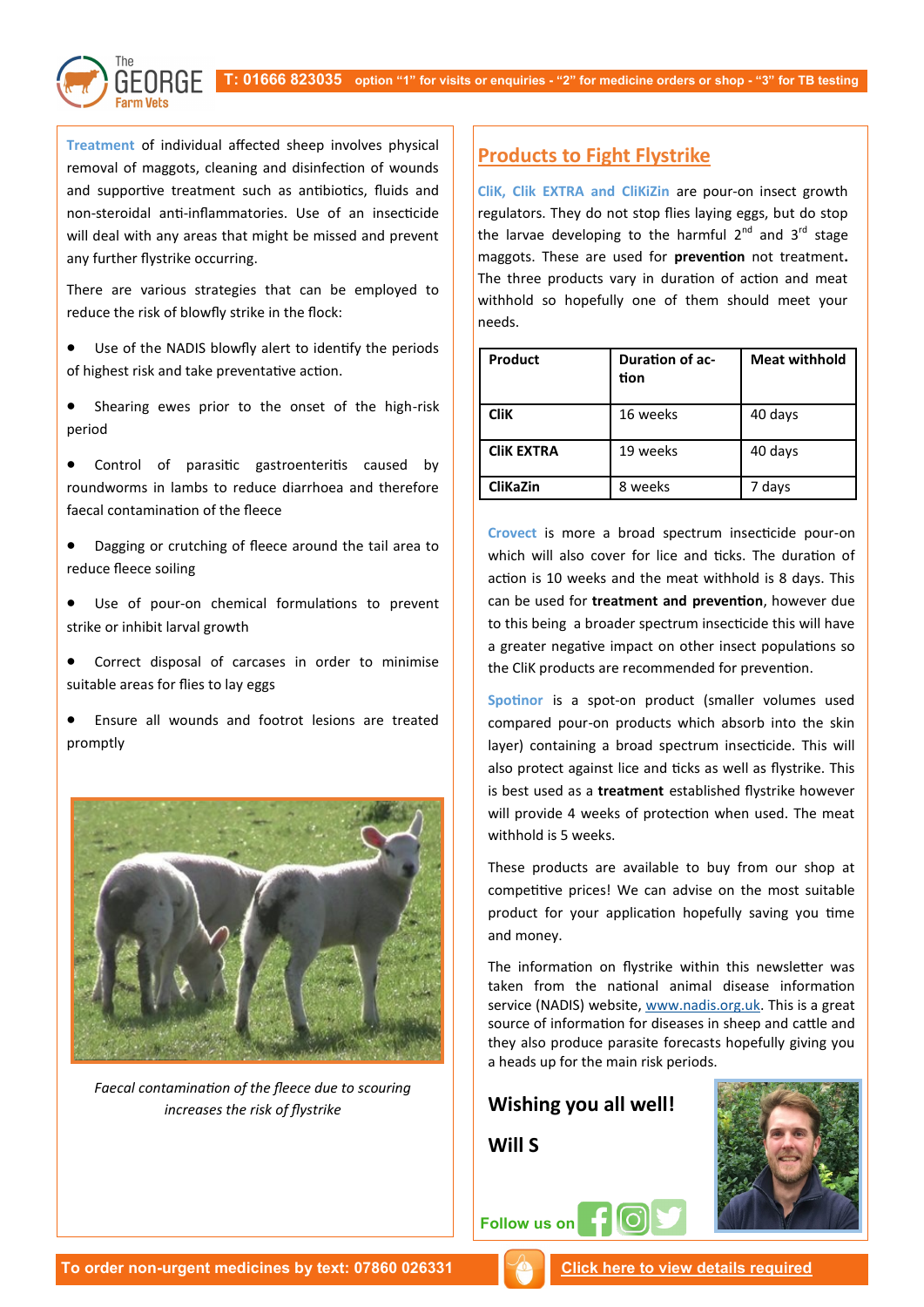**Treatment** of individual affected sheep involves physical removal of maggots, cleaning and disinfection of wounds and supportive treatment such as antibiotics, fluids and non-steroidal anti-inflammatories. Use of an insecticide will deal with any areas that might be missed and prevent any further flystrike occurring.

There are various strategies that can be employed to reduce the risk of blowfly strike in the flock:

- Use of the NADIS blowfly alert to identify the periods of highest risk and take preventative action.
- Shearing ewes prior to the onset of the high-risk period
- Control of parasitic gastroenteritis caused by roundworms in lambs to reduce diarrhoea and therefore faecal contamination of the fleece
- Dagging or crutching of fleece around the tail area to reduce fleece soiling
- Use of pour-on chemical formulations to prevent strike or inhibit larval growth
- Correct disposal of carcases in order to minimise suitable areas for flies to lay eggs
- Ensure all wounds and footrot lesions are treated promptly

*Faecal contamination of the fleece due to scouring increases the risk of flystrike*

## Products to Fight Flystrike

**CliK, Clik EXTRA and CliKiZin** are pour-on insect growth regulators. They do not stop flies laying eggs, but do stop the larvae developing to the harmful 2nd and 3rd stage maggots. These are used for **prevention** not treatment**.** The three products vary in duration of action and meat withhold so hopefully one of them should meet your needs.

| Product | Duration of action | Meat withhold |
|---|---|---|
| **CliK** | 16 weeks | 40 days |
| **CliK EXTRA** | 19 weeks | 40 days |
| **CliKaZin** | 8 weeks | 7 days |

**Crovect** is more a broad spectrum insecticide pour-on which will also cover for lice and ticks. The duration of action is 10 weeks and the meat withhold is 8 days. This can be used for **treatment and prevention**, however due to this being a broader spectrum insecticide this will have a greater negative impact on other insect populations so the CliK products are recommended for prevention.

**Spotinor** is a spot-on product (smaller volumes used compared pour-on products which absorb into the skin layer) containing a broad spectrum insecticide. This will also protect against lice and ticks as well as flystrike. This is best used as a **treatment** established flystrike however will provide 4 weeks of protection when used. The meat withhold is 5 weeks.

These products are available to buy from our shop at competitive prices! We can advise on the most suitable product for your application hopefully saving you time and money.

The information on flystrike within this newsletter was taken from the national animal disease information service (NADIS) website, www.nadis.org.uk. This is a great source of information for diseases in sheep and cattle and they also produce parasite forecasts hopefully giving you a heads up for the main risk periods.

**Wishing you all well!**

**Will S**

**Follow us on**

**To order non-urgent medicines by text: 07860 026331**

**Click here to view details required**